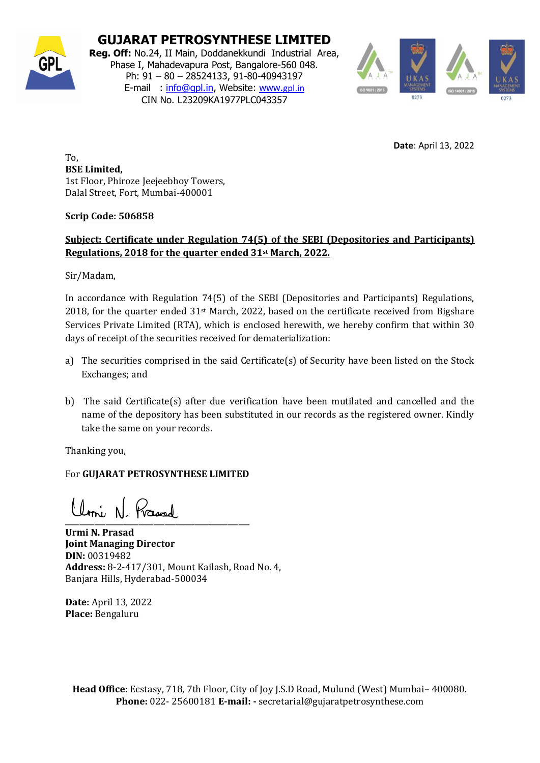# GUJARAT PETROSYNTHESE LIMITED

**Reg. Off:** No.24, II Main, Doddanekkundi Industrial Area, Phase I, Mahadevapura Post, Bangalore-560 048.
Ph: 91 – 80 – 28524133, 91-80-40943197
E-mail : info@gpl.in, Website: www.gpl.in
CIN No. L23209KA1977PLC043357

**Date**: April 13, 2022

To,
**BSE Limited,**
1st Floor, Phiroze Jeejeebhoy Towers,
Dalal Street, Fort, Mumbai-400001

**Scrip Code: 506858**

**Subject: Certificate under Regulation 74(5) of the SEBI (Depositories and Participants) Regulations, 2018 for the quarter ended 31st March, 2022.**

Sir/Madam,

In accordance with Regulation 74(5) of the SEBI (Depositories and Participants) Regulations, 2018, for the quarter ended 31st March, 2022, based on the certificate received from Bigshare Services Private Limited (RTA), which is enclosed herewith, we hereby confirm that within 30 days of receipt of the securities received for dematerialization:

a) The securities comprised in the said Certificate(s) of Security have been listed on the Stock Exchanges; and

b) The said Certificate(s) after due verification have been mutilated and cancelled and the name of the depository has been substituted in our records as the registered owner. Kindly take the same on your records.

Thanking you,

For **GUJARAT PETROSYNTHESE LIMITED**

**Urmi N. Prasad**
**Joint Managing Director**
**DIN:** 00319482
**Address:** 8-2-417/301, Mount Kailash, Road No. 4, Banjara Hills, Hyderabad-500034

**Date:** April 13, 2022
**Place:** Bengaluru

**Head Office:** Ecstasy, 718, 7th Floor, City of Joy J.S.D Road, Mulund (West) Mumbai– 400080.
**Phone:** 022- 25600181 **E-mail: -** secretarial@gujaratpetrosynthese.com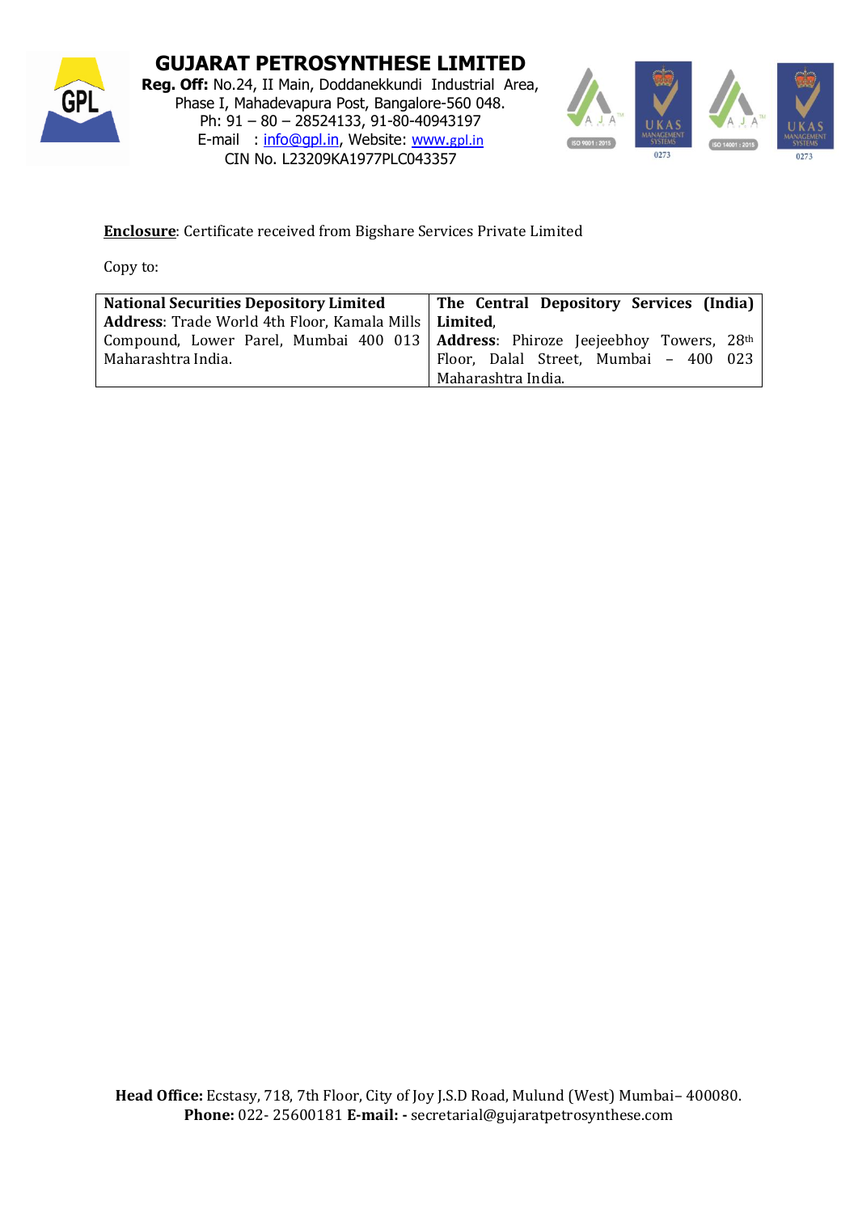**Enclosure**: Certificate received from Bigshare Services Private Limited

Copy to:

| **National Securities Depository Limited** **Address**: Trade World 4th Floor, Kamala Mills Compound, Lower Parel, Mumbai 400 013 Maharashtra India. | **The Central Depository Services (India) Limited**, **Address**: Phiroze Jeejeebhoy Towers, 28th Floor, Dalal Street, Mumbai – 400 023 Maharashtra India. |
|---|---|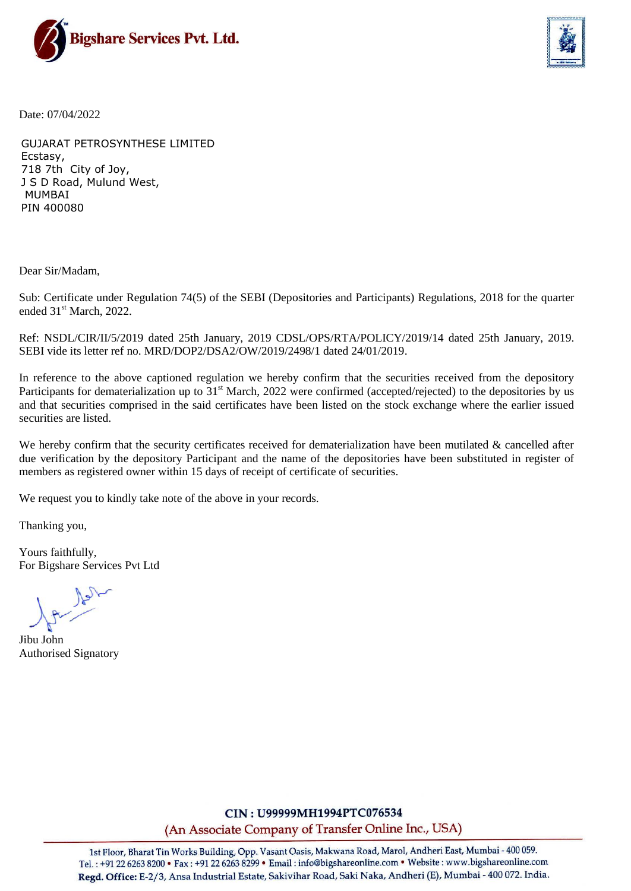**Bigshare Services Pvt. Ltd.**

Date: 07/04/2022

GUJARAT PETROSYNTHESE LIMITED
Ecstasy,
718 7th City of Joy,
J S D Road, Mulund West,
MUMBAI
PIN 400080

Dear Sir/Madam,

Sub: Certificate under Regulation 74(5) of the SEBI (Depositories and Participants) Regulations, 2018 for the quarter ended 31st March, 2022.

Ref: NSDL/CIR/II/5/2019 dated 25th January, 2019 CDSL/OPS/RTA/POLICY/2019/14 dated 25th January, 2019. SEBI vide its letter ref no. MRD/DOP2/DSA2/OW/2019/2498/1 dated 24/01/2019.

In reference to the above captioned regulation we hereby confirm that the securities received from the depository Participants for dematerialization up to 31st March, 2022 were confirmed (accepted/rejected) to the depositories by us and that securities comprised in the said certificates have been listed on the stock exchange where the earlier issued securities are listed.

We hereby confirm that the security certificates received for dematerialization have been mutilated & cancelled after due verification by the depository Participant and the name of the depositories have been substituted in register of members as registered owner within 15 days of receipt of certificate of securities.

We request you to kindly take note of the above in your records.

Thanking you,

Yours faithfully,
For Bigshare Services Pvt Ltd

Jibu John
Authorised Signatory

CIN : U99999MH1994PTC076534
(An Associate Company of Transfer Online Inc., USA)

1st Floor, Bharat Tin Works Building, Opp. Vasant Oasis, Makwana Road, Marol, Andheri East, Mumbai - 400 059.
Tel. : +91 22 6263 8200 • Fax : +91 22 6263 8299 • Email : info@bigshareonline.com • Website : www.bigshareonline.com
**Regd. Office:** E-2/3, Ansa Industrial Estate, Sakivihar Road, Saki Naka, Andheri (E), Mumbai - 400 072. India.